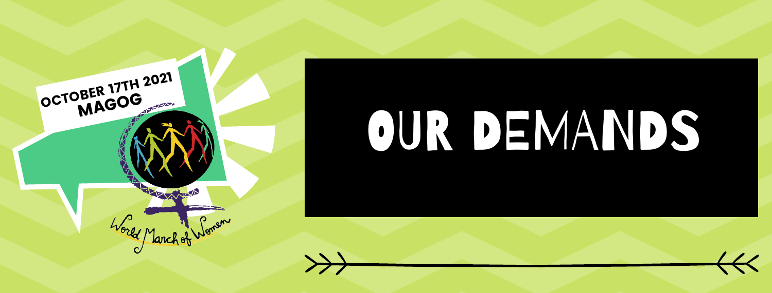OCTOBER 17TH 2021
MAGOG

World March of Women

# OUR DEMANDS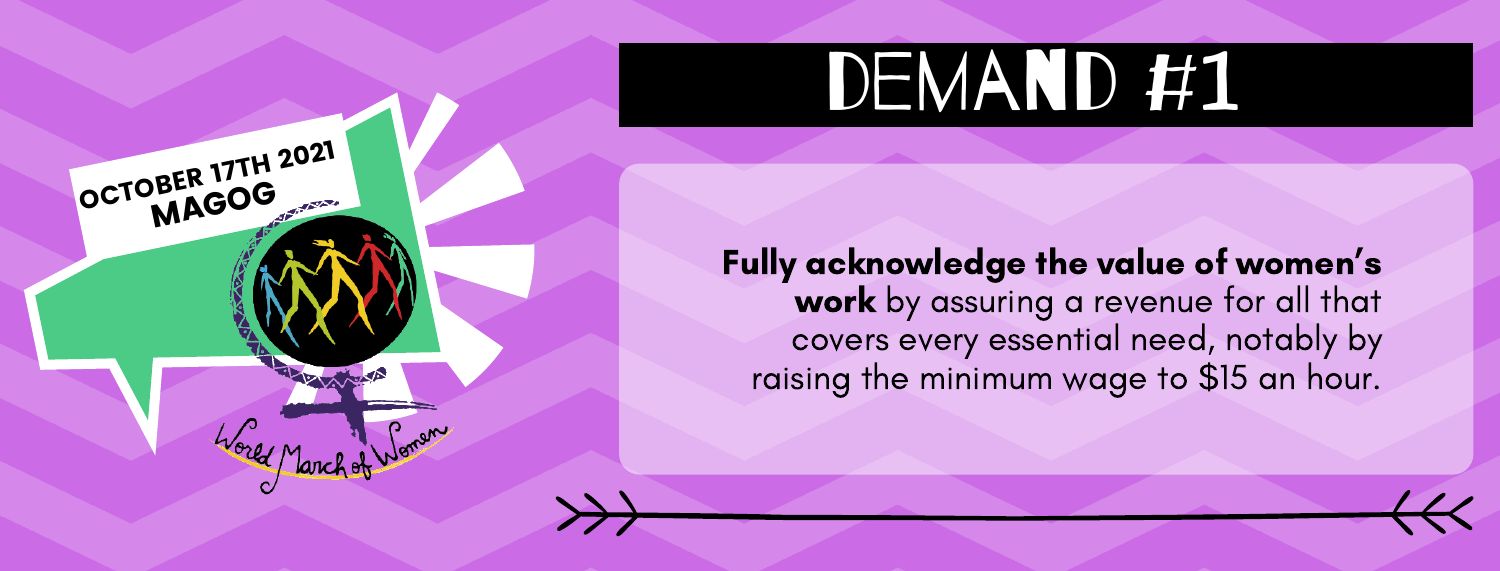OCTOBER 17TH 2021
MAGOG

World March of Women

# DEMAND #1

**Fully acknowledge the value of women's work** by assuring a revenue for all that covers every essential need, notably by raising the minimum wage to $15 an hour.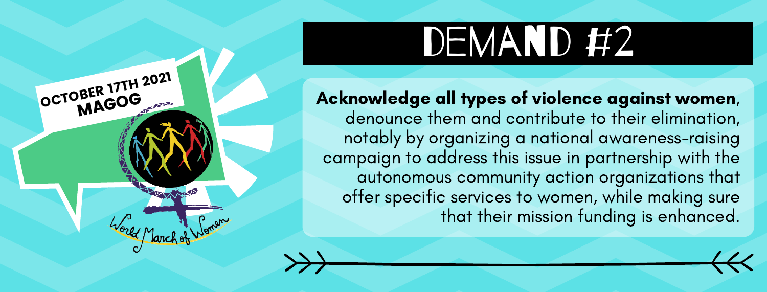OCTOBER 17TH 2021
MAGOG

World March of Women

# DEMAND #2

**Acknowledge all types of violence against women**, denounce them and contribute to their elimination, notably by organizing a national awareness-raising campaign to address this issue in partnership with the autonomous community action organizations that offer specific services to women, while making sure that their mission funding is enhanced.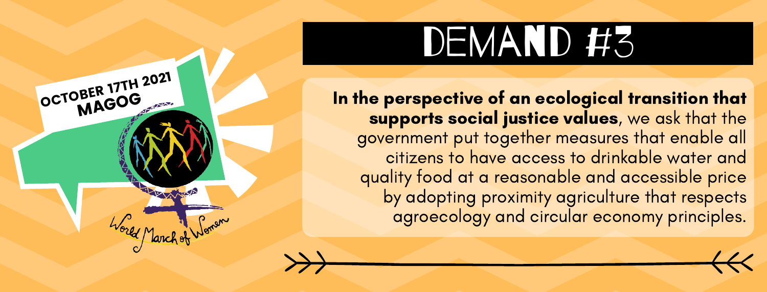OCTOBER 17TH 2021
MAGOG

World March of Women

# DEMAND #3

**In the perspective of an ecological transition that supports social justice values**, we ask that the government put together measures that enable all citizens to have access to drinkable water and quality food at a reasonable and accessible price by adopting proximity agriculture that respects agroecology and circular economy principles.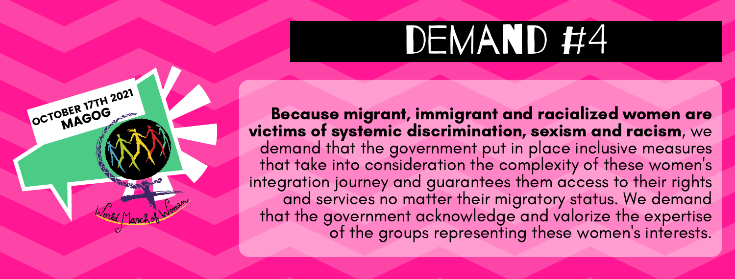OCTOBER 17TH 2021
MAGOG

World March of Women

# DEMAND #4

**Because migrant, immigrant and racialized women are victims of systemic discrimination, sexism and racism**, we demand that the government put in place inclusive measures that take into consideration the complexity of these women's integration journey and guarantees them access to their rights and services no matter their migratory status. We demand that the government acknowledge and valorize the expertise of the groups representing these women's interests.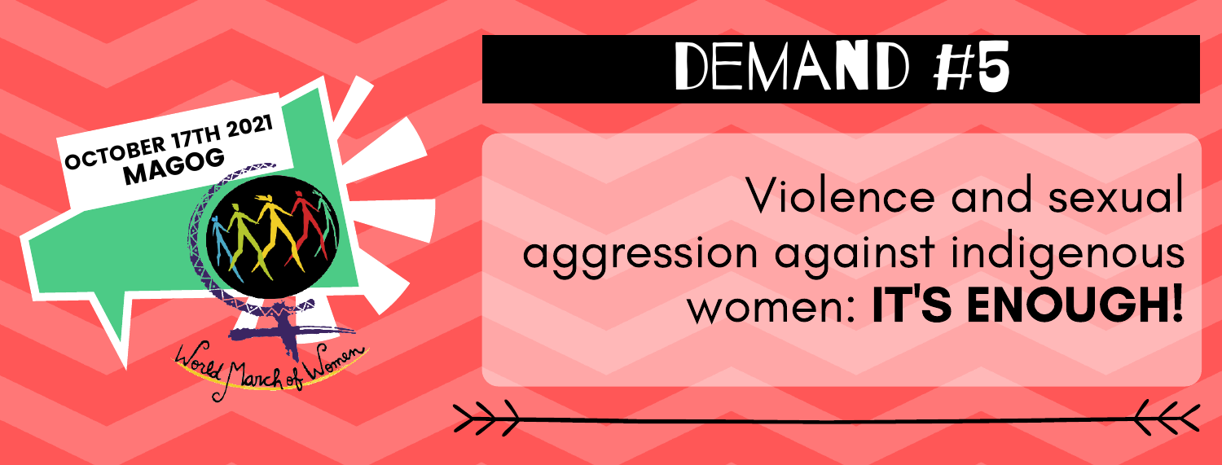OCTOBER 17TH 2021
MAGOG

World March of Women

# DEMAND #5

Violence and sexual aggression against indigenous women: **IT'S ENOUGH!**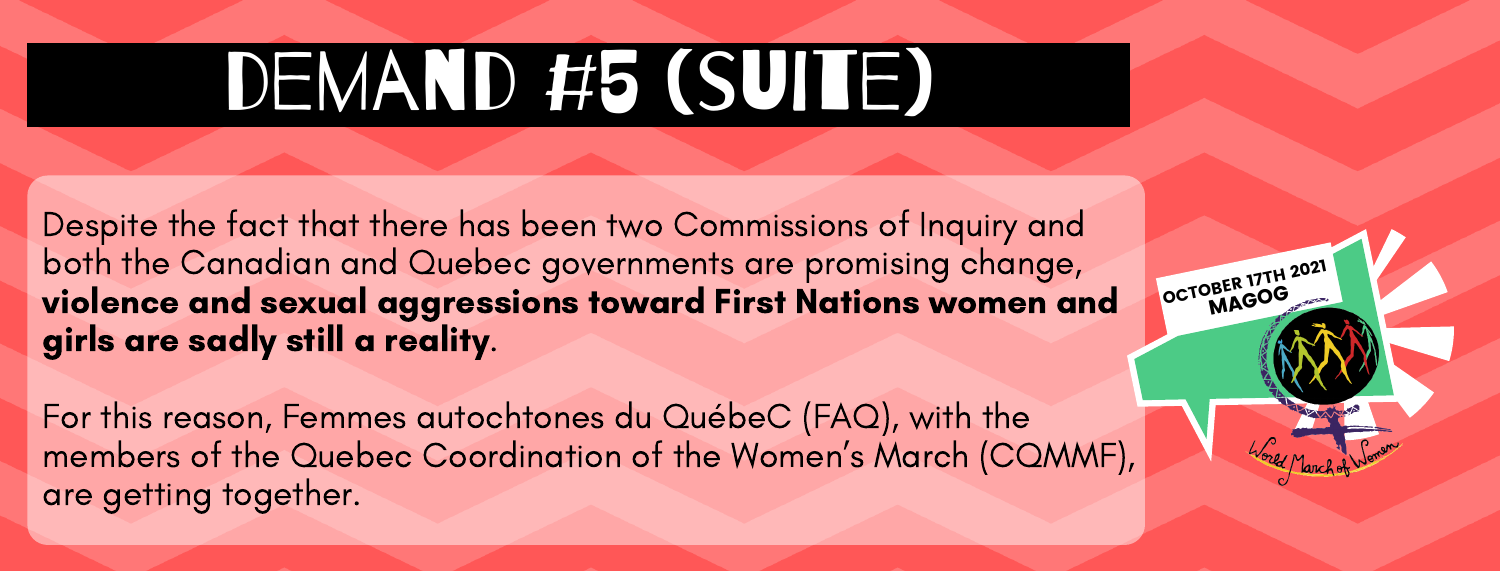# DEMAND #5 (SUITE)

Despite the fact that there has been two Commissions of Inquiry and both the Canadian and Quebec governments are promising change, **violence and sexual aggressions toward First Nations women and girls are sadly still a reality**.

For this reason, Femmes autochtones du QuébeC (FAQ), with the members of the Quebec Coordination of the Women's March (CQMMF), are getting together.

OCTOBER 17TH 2021
MAGOG

World March of Women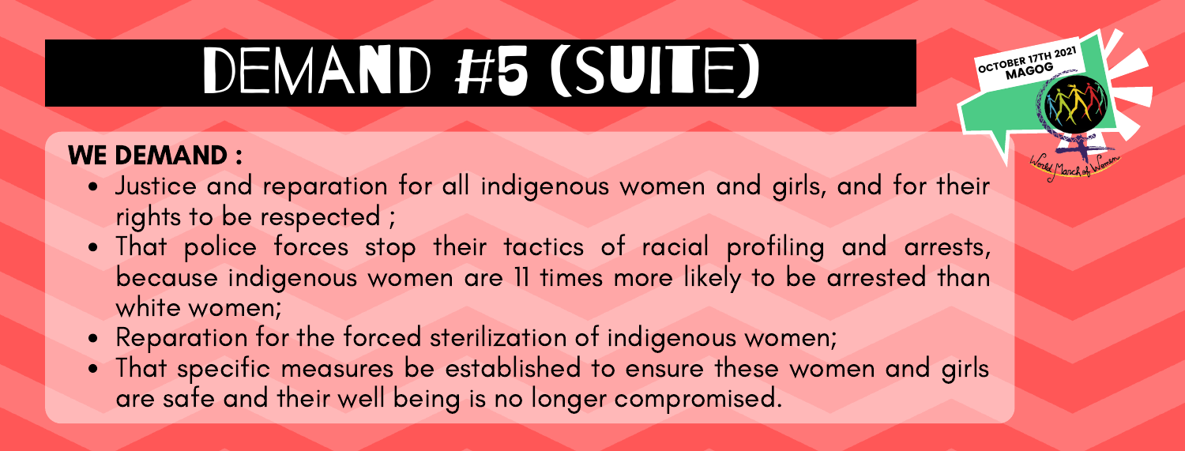# DEMAND #5 (SUITE)

OCTOBER 17TH 2021
MAGOG

World March of Women

**WE DEMAND :**

- Justice and reparation for all indigenous women and girls, and for their rights to be respected ;
- That police forces stop their tactics of racial profiling and arrests, because indigenous women are 11 times more likely to be arrested than white women;
- Reparation for the forced sterilization of indigenous women;
- That specific measures be established to ensure these women and girls are safe and their well being is no longer compromised.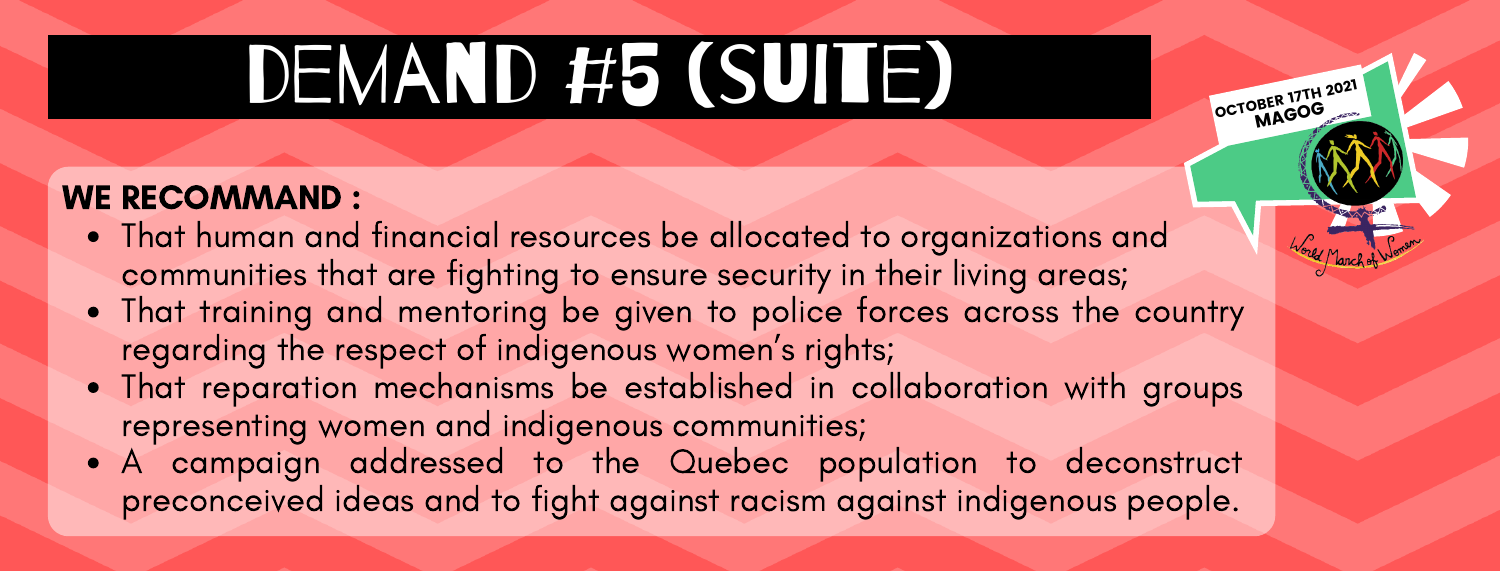# DEMAND #5 (SUITE)

OCTOBER 17TH 2021
MAGOG

World March of Women

**WE RECOMMAND :**

- That human and financial resources be allocated to organizations and communities that are fighting to ensure security in their living areas;
- That training and mentoring be given to police forces across the country regarding the respect of indigenous women's rights;
- That reparation mechanisms be established in collaboration with groups representing women and indigenous communities;
- A campaign addressed to the Quebec population to deconstruct preconceived ideas and to fight against racism against indigenous people.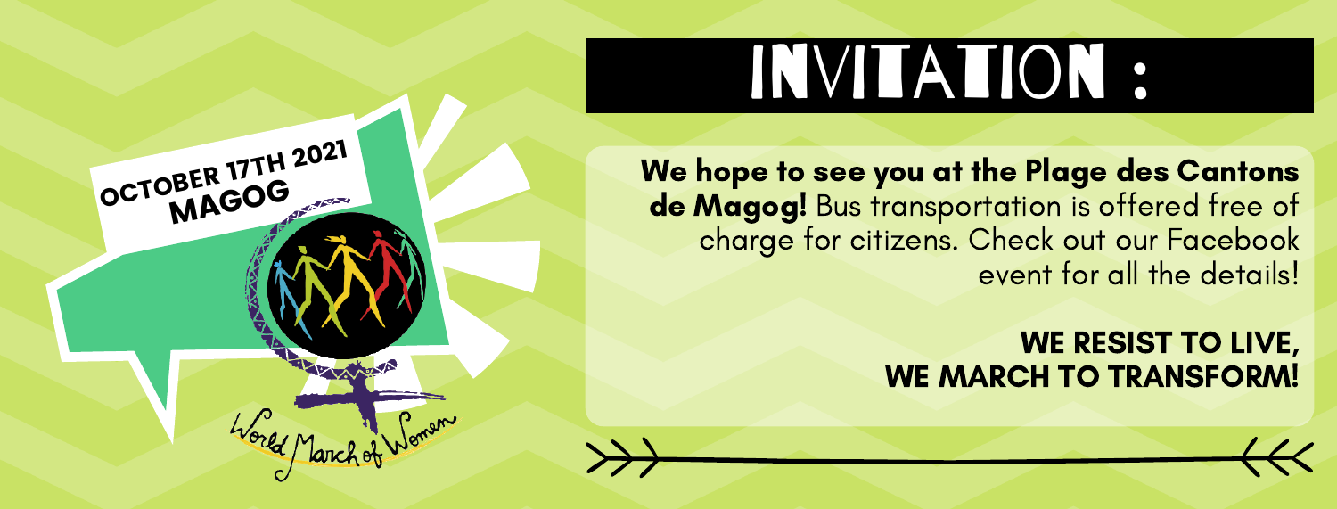**OCTOBER 17TH 2021**
**MAGOG**

World March of Women

# INVITATION :

**We hope to see you at the Plage des Cantons de Magog!** Bus transportation is offered free of charge for citizens. Check out our Facebook event for all the details!

**WE RESIST TO LIVE,**
**WE MARCH TO TRANSFORM!**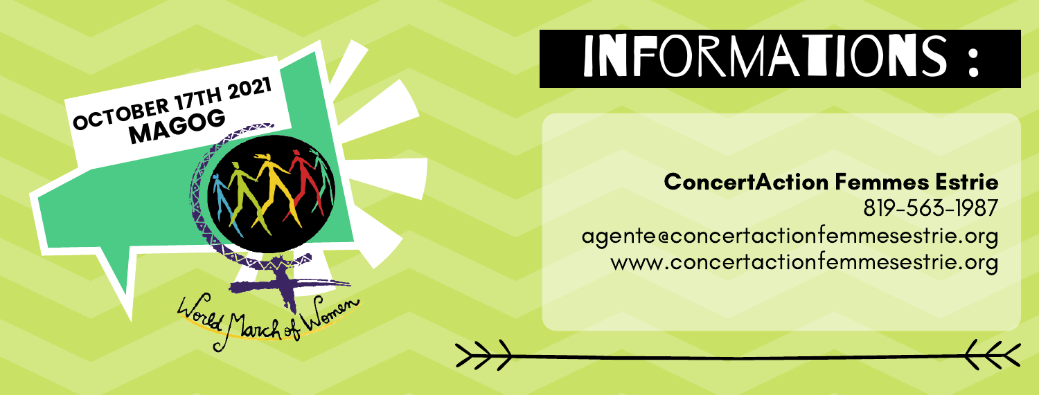OCTOBER 17TH 2021
MAGOG

World March of Women

# INFORMATIONS :

**ConcertAction Femmes Estrie**
819-563-1987
agente@concertactionfemmesestrie.org
www.concertactionfemmesestrie.org